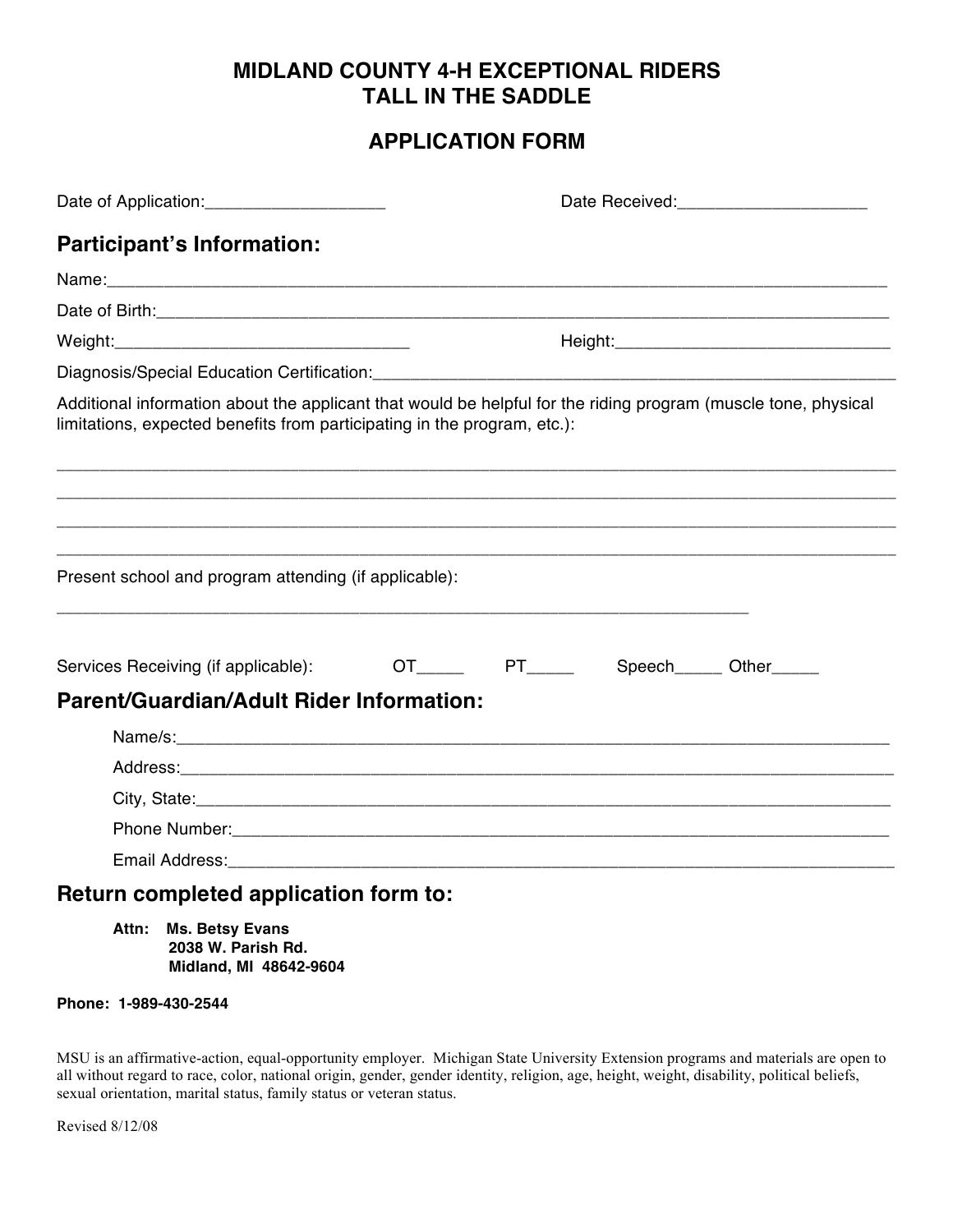# MIDLAND COUNTY 4-H EXCEPTIONAL RIDERS
# TALL IN THE SADDLE

## APPLICATION FORM

Date of Application:___________________ Date Received:____________________

## Participant's Information:

Name:_____________________________________________________________________________________

Date of Birth:_______________________________________________________________________________

Weight:________________________________ Height:______________________________

Diagnosis/Special Education Certification:____________________________________________________________

Additional information about the applicant that would be helpful for the riding program (muscle tone, physical limitations, expected benefits from participating in the program, etc.):

_____________________________________________________________________________________________

_____________________________________________________________________________________________

_____________________________________________________________________________________________

_____________________________________________________________________________________________

Present school and program attending (if applicable):

_____________________________________________________________________________

Services Receiving (if applicable): OT_____ PT_____ Speech_____ Other_____

## Parent/Guardian/Adult Rider Information:

Name/s:_____________________________________________________________________________

Address:____________________________________________________________________________

City, State:__________________________________________________________________________

Phone Number:_______________________________________________________________________

Email Address:_______________________________________________________________________

## Return completed application form to:

**Attn: Ms. Betsy Evans**
**2038 W. Parish Rd.**
**Midland, MI 48642-9604**

**Phone: 1-989-430-2544**

MSU is an affirmative-action, equal-opportunity employer. Michigan State University Extension programs and materials are open to all without regard to race, color, national origin, gender, gender identity, religion, age, height, weight, disability, political beliefs, sexual orientation, marital status, family status or veteran status.

Revised 8/12/08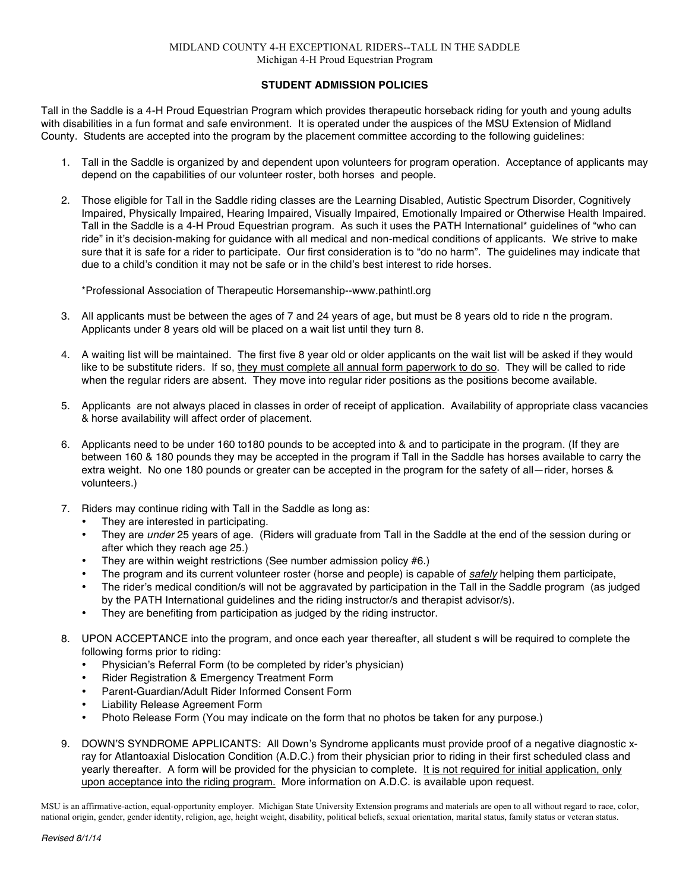MIDLAND COUNTY 4-H EXCEPTIONAL RIDERS--TALL IN THE SADDLE
Michigan 4-H Proud Equestrian Program

## STUDENT ADMISSION POLICIES

Tall in the Saddle is a 4-H Proud Equestrian Program which provides therapeutic horseback riding for youth and young adults with disabilities in a fun format and safe environment. It is operated under the auspices of the MSU Extension of Midland County. Students are accepted into the program by the placement committee according to the following guidelines:

1. Tall in the Saddle is organized by and dependent upon volunteers for program operation. Acceptance of applicants may depend on the capabilities of our volunteer roster, both horses and people.

2. Those eligible for Tall in the Saddle riding classes are the Learning Disabled, Autistic Spectrum Disorder, Cognitively Impaired, Physically Impaired, Hearing Impaired, Visually Impaired, Emotionally Impaired or Otherwise Health Impaired. Tall in the Saddle is a 4-H Proud Equestrian program. As such it uses the PATH International* guidelines of "who can ride" in it's decision-making for guidance with all medical and non-medical conditions of applicants. We strive to make sure that it is safe for a rider to participate. Our first consideration is to "do no harm". The guidelines may indicate that due to a child's condition it may not be safe or in the child's best interest to ride horses.

   *Professional Association of Therapeutic Horsemanship--www.pathintl.org

3. All applicants must be between the ages of 7 and 24 years of age, but must be 8 years old to ride n the program. Applicants under 8 years old will be placed on a wait list until they turn 8.

4. A waiting list will be maintained. The first five 8 year old or older applicants on the wait list will be asked if they would like to be substitute riders. If so, <u>they must complete all annual form paperwork to do so</u>. They will be called to ride when the regular riders are absent. They move into regular rider positions as the positions become available.

5. Applicants are not always placed in classes in order of receipt of application. Availability of appropriate class vacancies & horse availability will affect order of placement.

6. Applicants need to be under 160 to180 pounds to be accepted into & and to participate in the program. (If they are between 160 & 180 pounds they may be accepted in the program if Tall in the Saddle has horses available to carry the extra weight. No one 180 pounds or greater can be accepted in the program for the safety of all—rider, horses & volunteers.)

7. Riders may continue riding with Tall in the Saddle as long as:
   - They are interested in participating.
   - They are *under* 25 years of age. (Riders will graduate from Tall in the Saddle at the end of the session during or after which they reach age 25.)
   - They are within weight restrictions (See number admission policy #6.)
   - The program and its current volunteer roster (horse and people) is capable of ***<u>safely</u>*** helping them participate,
   - The rider's medical condition/s will not be aggravated by participation in the Tall in the Saddle program (as judged by the PATH International guidelines and the riding instructor/s and therapist advisor/s).
   - They are benefiting from participation as judged by the riding instructor.

8. UPON ACCEPTANCE into the program, and once each year thereafter, all student s will be required to complete the following forms prior to riding:
   - Physician's Referral Form (to be completed by rider's physician)
   - Rider Registration & Emergency Treatment Form
   - Parent-Guardian/Adult Rider Informed Consent Form
   - Liability Release Agreement Form
   - Photo Release Form (You may indicate on the form that no photos be taken for any purpose.)

9. DOWN'S SYNDROME APPLICANTS: All Down's Syndrome applicants must provide proof of a negative diagnostic x-ray for Atlantoaxial Dislocation Condition (A.D.C.) from their physician prior to riding in their first scheduled class and yearly thereafter. A form will be provided for the physician to complete. <u>It is not required for initial application, only upon acceptance into the riding program.</u> More information on A.D.C. is available upon request.

MSU is an affirmative-action, equal-opportunity employer. Michigan State University Extension programs and materials are open to all without regard to race, color, national origin, gender, gender identity, religion, age, height weight, disability, political beliefs, sexual orientation, marital status, family status or veteran status.

*Revised 8/1/14*